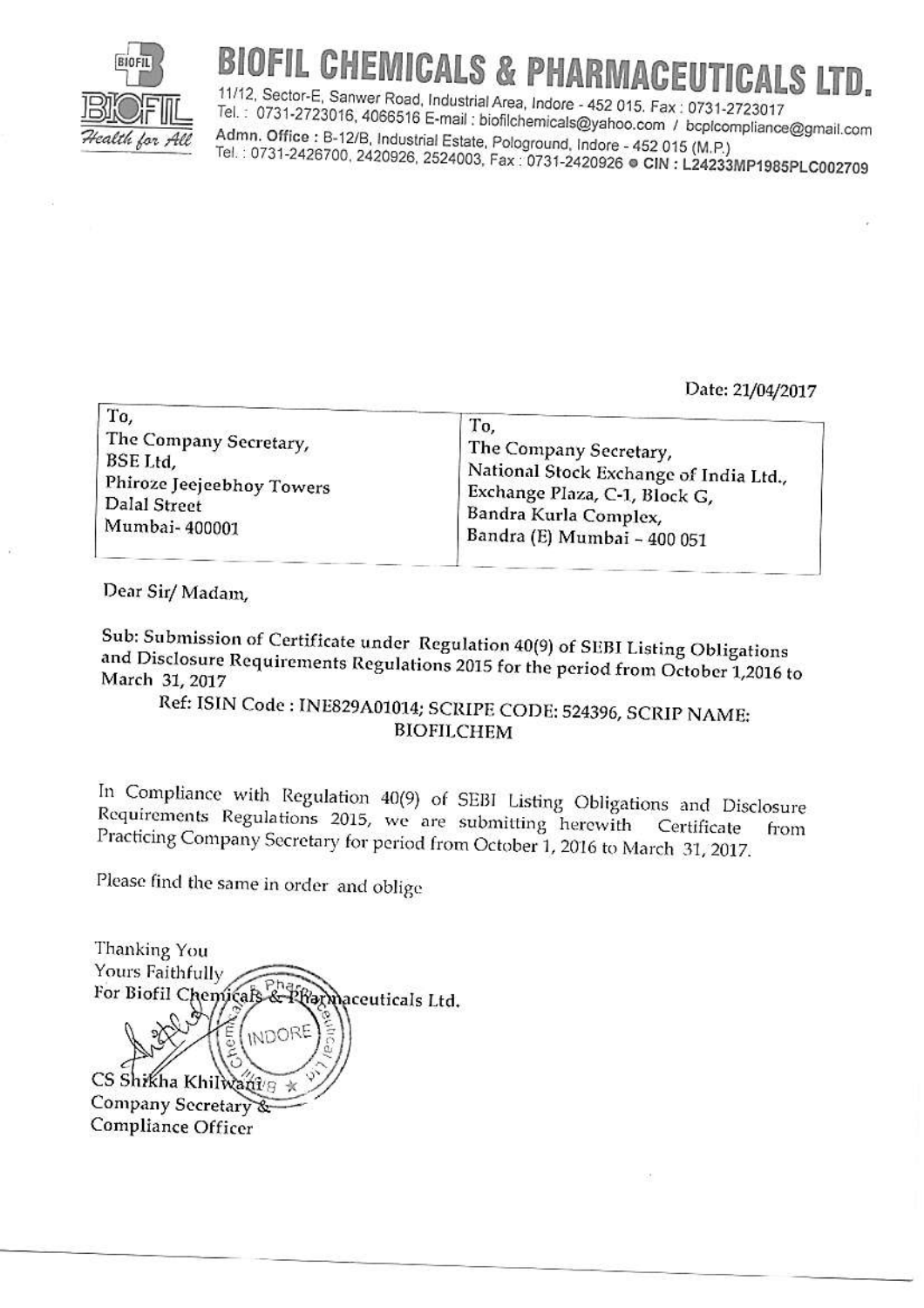# BIOFIL CHEMICALS & PHARMACEUTICALS LTD.

11/12, Sector-E, Sanwer Road, Industrial Area, Indore - 452 015. Fax : 0731-2723017
Tel. : 0731-2723016, 4066516 E-mail : biofilchemicals@yahoo.com / bcplcompliance@gmail.com
Admn. Office : B-12/B, Industrial Estate, Pologround, Indore - 452 015 (M.P.)
Tel. : 0731-2426700, 2420926, 2524003, Fax : 0731-2420926 ● CIN : L24233MP1985PLC002709

*Health for All*

Date: 21/04/2017

| To,<br>The Company Secretary,<br>BSE Ltd,<br>Phiroze Jeejeebhoy Towers<br>Dalal Street<br>Mumbai- 400001 | To,<br>The Company Secretary,<br>National Stock Exchange of India Ltd.,<br>Exchange Plaza, C-1, Block G,<br>Bandra Kurla Complex,<br>Bandra (E) Mumbai – 400 051 |
|---|---|

Dear Sir/ Madam,

Sub: Submission of Certificate under Regulation 40(9) of SEBI Listing Obligations and Disclosure Requirements Regulations 2015 for the period from October 1,2016 to March 31, 2017

Ref: ISIN Code : INE829A01014; SCRIPE CODE: 524396, SCRIP NAME: BIOFILCHEM

In Compliance with Regulation 40(9) of SEBI Listing Obligations and Disclosure Requirements Regulations 2015, we are submitting herewith Certificate from Practicing Company Secretary for period from October 1, 2016 to March 31, 2017.

Please find the same in order and oblige

Thanking You
Yours Faithfully
For Biofil Chemicals & Pharmaceuticals Ltd.

CS Shikha Khilwani
Company Secretary &
Compliance Officer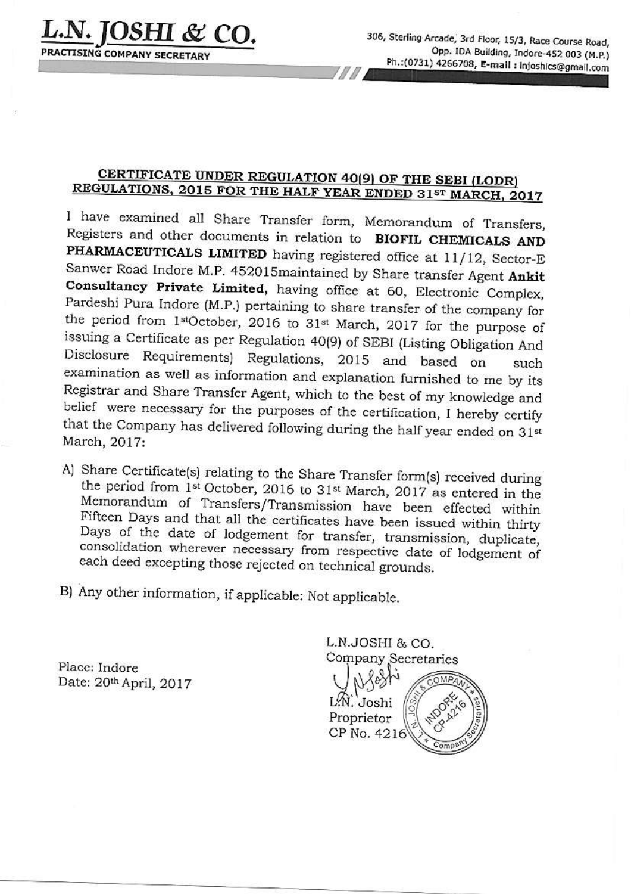**L.N. JOSHI & CO.**
**PRACTISING COMPANY SECRETARY**

306, Sterling Arcade, 3rd Floor, 15/3, Race Course Road, Opp. IDA Building, Indore-452 003 (M.P.)
Ph.:(0731) 4266708, E-mail : lnjoshics@gmail.com

## CERTIFICATE UNDER REGULATION 40(9) OF THE SEBI (LODR) REGULATIONS, 2015 FOR THE HALF YEAR ENDED 31ST MARCH, 2017

I have examined all Share Transfer form, Memorandum of Transfers, Registers and other documents in relation to **BIOFIL CHEMICALS AND PHARMACEUTICALS LIMITED** having registered office at 11/12, Sector-E Sanwer Road Indore M.P. 452015maintained by Share transfer Agent **Ankit Consultancy Private Limited,** having office at 60, Electronic Complex, Pardeshi Pura Indore (M.P.) pertaining to share transfer of the company for the period from 1stOctober, 2016 to 31st March, 2017 for the purpose of issuing a Certificate as per Regulation 40(9) of SEBI (Listing Obligation And Disclosure Requirements) Regulations, 2015 and based on such examination as well as information and explanation furnished to me by its Registrar and Share Transfer Agent, which to the best of my knowledge and belief were necessary for the purposes of the certification, I hereby certify that the Company has delivered following during the half year ended on 31st March, 2017:

A) Share Certificate(s) relating to the Share Transfer form(s) received during the period from 1st October, 2016 to 31st March, 2017 as entered in the Memorandum of Transfers/Transmission have been effected within Fifteen Days and that all the certificates have been issued within thirty Days of the date of lodgement for transfer, transmission, duplicate, consolidation wherever necessary from respective date of lodgement of each deed excepting those rejected on technical grounds.

B) Any other information, if applicable: Not applicable.

Place: Indore
Date: 20th April, 2017

L.N.JOSHI & CO.
Company Secretaries

L.N. Joshi
Proprietor
CP No. 4216